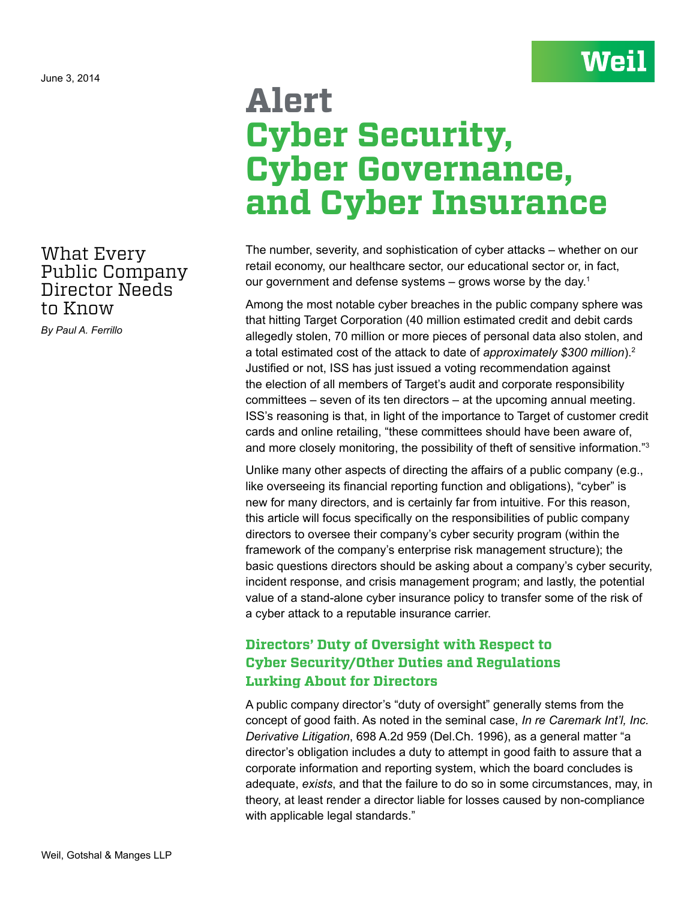June 3, 2014

Weil

# Alert
# Cyber Security, Cyber Governance, and Cyber Insurance

## What Every Public Company Director Needs to Know

*By Paul A. Ferrillo*

The number, severity, and sophistication of cyber attacks – whether on our retail economy, our healthcare sector, our educational sector or, in fact, our government and defense systems – grows worse by the day.[1]

Among the most notable cyber breaches in the public company sphere was that hitting Target Corporation (40 million estimated credit and debit cards allegedly stolen, 70 million or more pieces of personal data also stolen, and a total estimated cost of the attack to date of *approximately $300 million*).[2] Justified or not, ISS has just issued a voting recommendation against the election of all members of Target's audit and corporate responsibility committees – seven of its ten directors – at the upcoming annual meeting. ISS's reasoning is that, in light of the importance to Target of customer credit cards and online retailing, "these committees should have been aware of, and more closely monitoring, the possibility of theft of sensitive information."[3]

Unlike many other aspects of directing the affairs of a public company (e.g., like overseeing its financial reporting function and obligations), "cyber" is new for many directors, and is certainly far from intuitive. For this reason, this article will focus specifically on the responsibilities of public company directors to oversee their company's cyber security program (within the framework of the company's enterprise risk management structure); the basic questions directors should be asking about a company's cyber security, incident response, and crisis management program; and lastly, the potential value of a stand-alone cyber insurance policy to transfer some of the risk of a cyber attack to a reputable insurance carrier.

### Directors' Duty of Oversight with Respect to Cyber Security/Other Duties and Regulations Lurking About for Directors

A public company director's "duty of oversight" generally stems from the concept of good faith. As noted in the seminal case, *In re Caremark Int'l, Inc. Derivative Litigation*, 698 A.2d 959 (Del.Ch. 1996), as a general matter "a director's obligation includes a duty to attempt in good faith to assure that a corporate information and reporting system, which the board concludes is adequate, *exists*, and that the failure to do so in some circumstances, may, in theory, at least render a director liable for losses caused by non-compliance with applicable legal standards."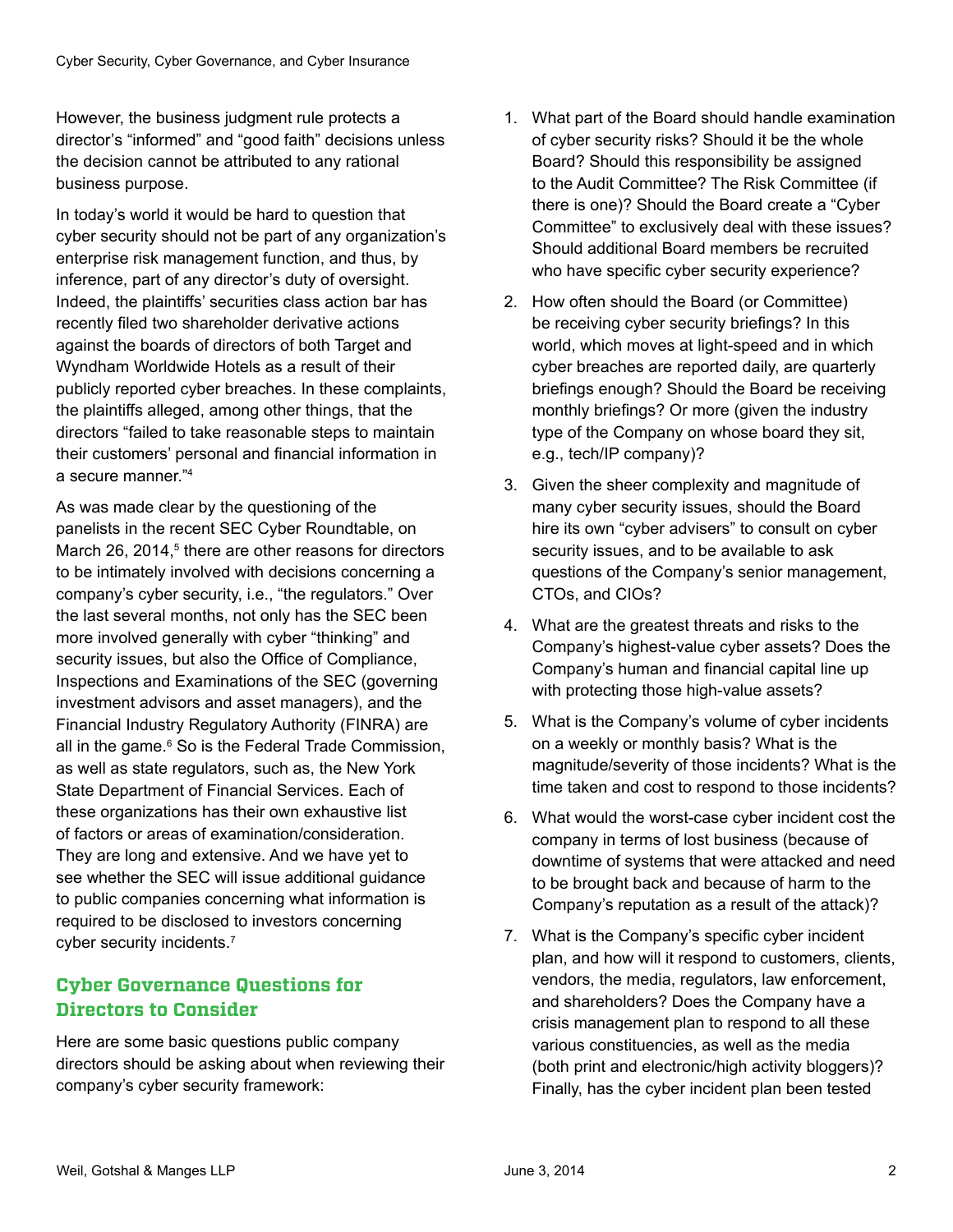However, the business judgment rule protects a director's "informed" and "good faith" decisions unless the decision cannot be attributed to any rational business purpose.

In today's world it would be hard to question that cyber security should not be part of any organization's enterprise risk management function, and thus, by inference, part of any director's duty of oversight. Indeed, the plaintiffs' securities class action bar has recently filed two shareholder derivative actions against the boards of directors of both Target and Wyndham Worldwide Hotels as a result of their publicly reported cyber breaches. In these complaints, the plaintiffs alleged, among other things, that the directors "failed to take reasonable steps to maintain their customers' personal and financial information in a secure manner."[4]

As was made clear by the questioning of the panelists in the recent SEC Cyber Roundtable, on March 26, 2014,[5] there are other reasons for directors to be intimately involved with decisions concerning a company's cyber security, i.e., "the regulators." Over the last several months, not only has the SEC been more involved generally with cyber "thinking" and security issues, but also the Office of Compliance, Inspections and Examinations of the SEC (governing investment advisors and asset managers), and the Financial Industry Regulatory Authority (FINRA) are all in the game.[6] So is the Federal Trade Commission, as well as state regulators, such as, the New York State Department of Financial Services. Each of these organizations has their own exhaustive list of factors or areas of examination/consideration. They are long and extensive. And we have yet to see whether the SEC will issue additional guidance to public companies concerning what information is required to be disclosed to investors concerning cyber security incidents.[7]

## Cyber Governance Questions for Directors to Consider

Here are some basic questions public company directors should be asking about when reviewing their company's cyber security framework:

1. What part of the Board should handle examination of cyber security risks? Should it be the whole Board? Should this responsibility be assigned to the Audit Committee? The Risk Committee (if there is one)? Should the Board create a "Cyber Committee" to exclusively deal with these issues? Should additional Board members be recruited who have specific cyber security experience?
2. How often should the Board (or Committee) be receiving cyber security briefings? In this world, which moves at light-speed and in which cyber breaches are reported daily, are quarterly briefings enough? Should the Board be receiving monthly briefings? Or more (given the industry type of the Company on whose board they sit, e.g., tech/IP company)?
3. Given the sheer complexity and magnitude of many cyber security issues, should the Board hire its own "cyber advisers" to consult on cyber security issues, and to be available to ask questions of the Company's senior management, CTOs, and CIOs?
4. What are the greatest threats and risks to the Company's highest-value cyber assets? Does the Company's human and financial capital line up with protecting those high-value assets?
5. What is the Company's volume of cyber incidents on a weekly or monthly basis? What is the magnitude/severity of those incidents? What is the time taken and cost to respond to those incidents?
6. What would the worst-case cyber incident cost the company in terms of lost business (because of downtime of systems that were attacked and need to be brought back and because of harm to the Company's reputation as a result of the attack)?
7. What is the Company's specific cyber incident plan, and how will it respond to customers, clients, vendors, the media, regulators, law enforcement, and shareholders? Does the Company have a crisis management plan to respond to all these various constituencies, as well as the media (both print and electronic/high activity bloggers)? Finally, has the cyber incident plan been tested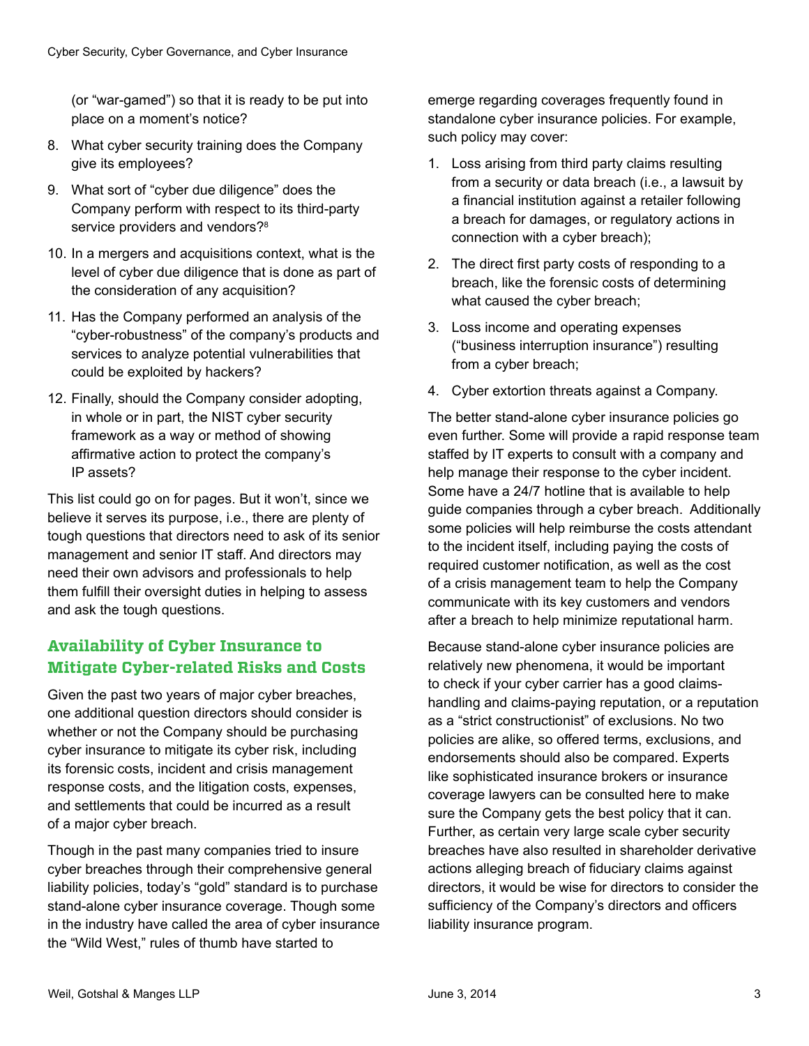(or "war-gamed") so that it is ready to be put into place on a moment's notice?

8. What cyber security training does the Company give its employees?
9. What sort of "cyber due diligence" does the Company perform with respect to its third-party service providers and vendors?[8]
10. In a mergers and acquisitions context, what is the level of cyber due diligence that is done as part of the consideration of any acquisition?
11. Has the Company performed an analysis of the "cyber-robustness" of the company's products and services to analyze potential vulnerabilities that could be exploited by hackers?
12. Finally, should the Company consider adopting, in whole or in part, the NIST cyber security framework as a way or method of showing affirmative action to protect the company's IP assets?

This list could go on for pages. But it won't, since we believe it serves its purpose, i.e., there are plenty of tough questions that directors need to ask of its senior management and senior IT staff. And directors may need their own advisors and professionals to help them fulfill their oversight duties in helping to assess and ask the tough questions.

## Availability of Cyber Insurance to Mitigate Cyber-related Risks and Costs

Given the past two years of major cyber breaches, one additional question directors should consider is whether or not the Company should be purchasing cyber insurance to mitigate its cyber risk, including its forensic costs, incident and crisis management response costs, and the litigation costs, expenses, and settlements that could be incurred as a result of a major cyber breach.

Though in the past many companies tried to insure cyber breaches through their comprehensive general liability policies, today's "gold" standard is to purchase stand-alone cyber insurance coverage. Though some in the industry have called the area of cyber insurance the "Wild West," rules of thumb have started to emerge regarding coverages frequently found in standalone cyber insurance policies. For example, such policy may cover:

1. Loss arising from third party claims resulting from a security or data breach (i.e., a lawsuit by a financial institution against a retailer following a breach for damages, or regulatory actions in connection with a cyber breach);
2. The direct first party costs of responding to a breach, like the forensic costs of determining what caused the cyber breach;
3. Loss income and operating expenses ("business interruption insurance") resulting from a cyber breach;
4. Cyber extortion threats against a Company.

The better stand-alone cyber insurance policies go even further. Some will provide a rapid response team staffed by IT experts to consult with a company and help manage their response to the cyber incident. Some have a 24/7 hotline that is available to help guide companies through a cyber breach. Additionally some policies will help reimburse the costs attendant to the incident itself, including paying the costs of required customer notification, as well as the cost of a crisis management team to help the Company communicate with its key customers and vendors after a breach to help minimize reputational harm.

Because stand-alone cyber insurance policies are relatively new phenomena, it would be important to check if your cyber carrier has a good claims-handling and claims-paying reputation, or a reputation as a "strict constructionist" of exclusions. No two policies are alike, so offered terms, exclusions, and endorsements should also be compared. Experts like sophisticated insurance brokers or insurance coverage lawyers can be consulted here to make sure the Company gets the best policy that it can. Further, as certain very large scale cyber security breaches have also resulted in shareholder derivative actions alleging breach of fiduciary claims against directors, it would be wise for directors to consider the sufficiency of the Company's directors and officers liability insurance program.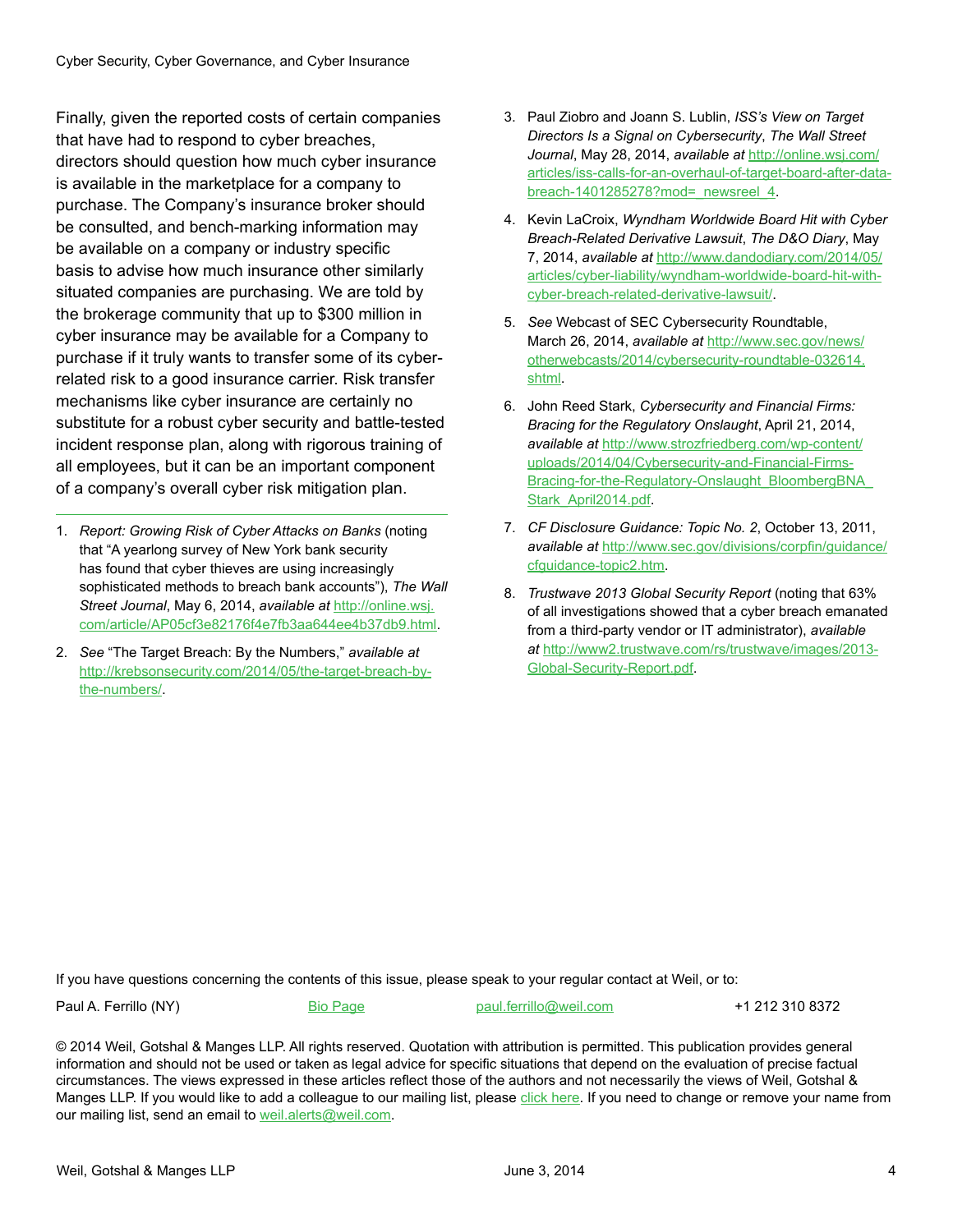Finally, given the reported costs of certain companies that have had to respond to cyber breaches, directors should question how much cyber insurance is available in the marketplace for a company to purchase. The Company's insurance broker should be consulted, and bench-marking information may be available on a company or industry specific basis to advise how much insurance other similarly situated companies are purchasing. We are told by the brokerage community that up to $300 million in cyber insurance may be available for a Company to purchase if it truly wants to transfer some of its cyber-related risk to a good insurance carrier. Risk transfer mechanisms like cyber insurance are certainly no substitute for a robust cyber security and battle-tested incident response plan, along with rigorous training of all employees, but it can be an important component of a company's overall cyber risk mitigation plan.

---

1. *Report: Growing Risk of Cyber Attacks on Banks* (noting that "A yearlong survey of New York bank security has found that cyber thieves are using increasingly sophisticated methods to breach bank accounts"), *The Wall Street Journal*, May 6, 2014, *available at* http://online.wsj.com/article/AP05cf3e82176f4e7fb3aa644ee4b37db9.html.
2. *See* "The Target Breach: By the Numbers," *available at* http://krebsonsecurity.com/2014/05/the-target-breach-by-the-numbers/.
3. Paul Ziobro and Joann S. Lublin, *ISS's View on Target Directors Is a Signal on Cybersecurity*, *The Wall Street Journal*, May 28, 2014, *available at* http://online.wsj.com/articles/iss-calls-for-an-overhaul-of-target-board-after-data-breach-1401285278?mod=_newsreel_4.
4. Kevin LaCroix, *Wyndham Worldwide Board Hit with Cyber Breach-Related Derivative Lawsuit*, *The D&O Diary*, May 7, 2014, *available at* http://www.dandodiary.com/2014/05/articles/cyber-liability/wyndham-worldwide-board-hit-with-cyber-breach-related-derivative-lawsuit/.
5. *See* Webcast of SEC Cybersecurity Roundtable, March 26, 2014, *available at* http://www.sec.gov/news/otherwebcasts/2014/cybersecurity-roundtable-032614.shtml.
6. John Reed Stark, *Cybersecurity and Financial Firms: Bracing for the Regulatory Onslaught*, April 21, 2014, *available at* http://www.strozfriedberg.com/wp-content/uploads/2014/04/Cybersecurity-and-Financial-Firms-Bracing-for-the-Regulatory-Onslaught_BloombergBNA_Stark_April2014.pdf.
7. *CF Disclosure Guidance: Topic No. 2*, October 13, 2011, *available at* http://www.sec.gov/divisions/corpfin/guidance/cfguidance-topic2.htm.
8. *Trustwave 2013 Global Security Report* (noting that 63% of all investigations showed that a cyber breach emanated from a third-party vendor or IT administrator), *available at* http://www2.trustwave.com/rs/trustwave/images/2013-Global-Security-Report.pdf.

If you have questions concerning the contents of this issue, please speak to your regular contact at Weil, or to:

| | | | |
|---|---|---|---|
| Paul A. Ferrillo (NY) | Bio Page | paul.ferrillo@weil.com | +1 212 310 8372 |

© 2014 Weil, Gotshal & Manges LLP. All rights reserved. Quotation with attribution is permitted. This publication provides general information and should not be used or taken as legal advice for specific situations that depend on the evaluation of precise factual circumstances. The views expressed in these articles reflect those of the authors and not necessarily the views of Weil, Gotshal & Manges LLP. If you would like to add a colleague to our mailing list, please click here. If you need to change or remove your name from our mailing list, send an email to weil.alerts@weil.com.